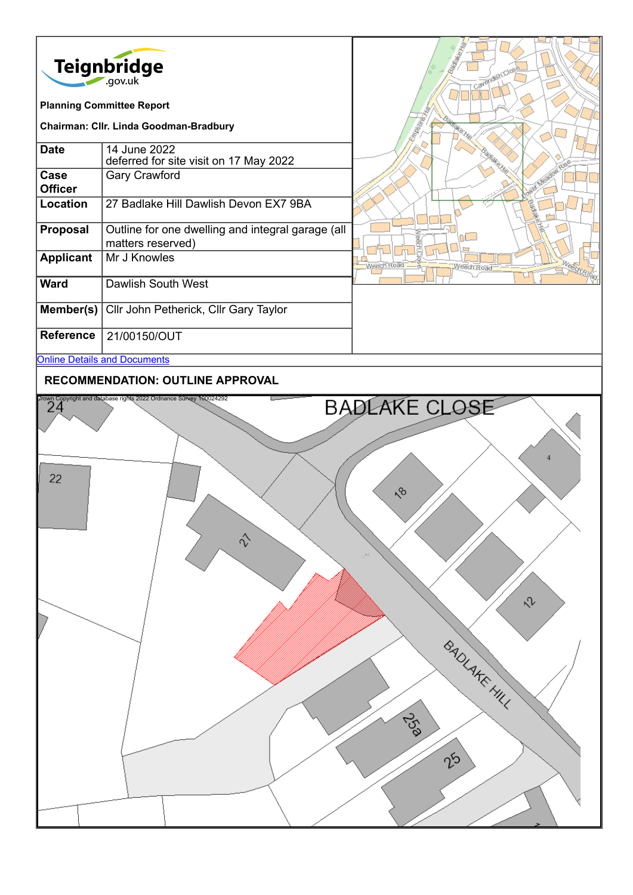Teignbridge .gov.uk

**Planning Committee Report**

**Chairman: Cllr. Linda Goodman-Bradbury**

| | |
|---|---|
| **Date** | 14 June 2022<br>deferred for site visit on 17 May 2022 |
| **Case Officer** | Gary Crawford |
| **Location** | 27 Badlake Hill Dawlish Devon EX7 9BA |
| **Proposal** | Outline for one dwelling and integral garage (all matters reserved) |
| **Applicant** | Mr J Knowles |
| **Ward** | Dawlish South West |
| **Member(s)** | Cllr John Petherick, Cllr Gary Taylor |
| **Reference** | 21/00150/OUT |

[Online Details and Documents]

**RECOMMENDATION: OUTLINE APPROVAL**

Crown Copyright and database rights 2022 Ordnance Survey 100024292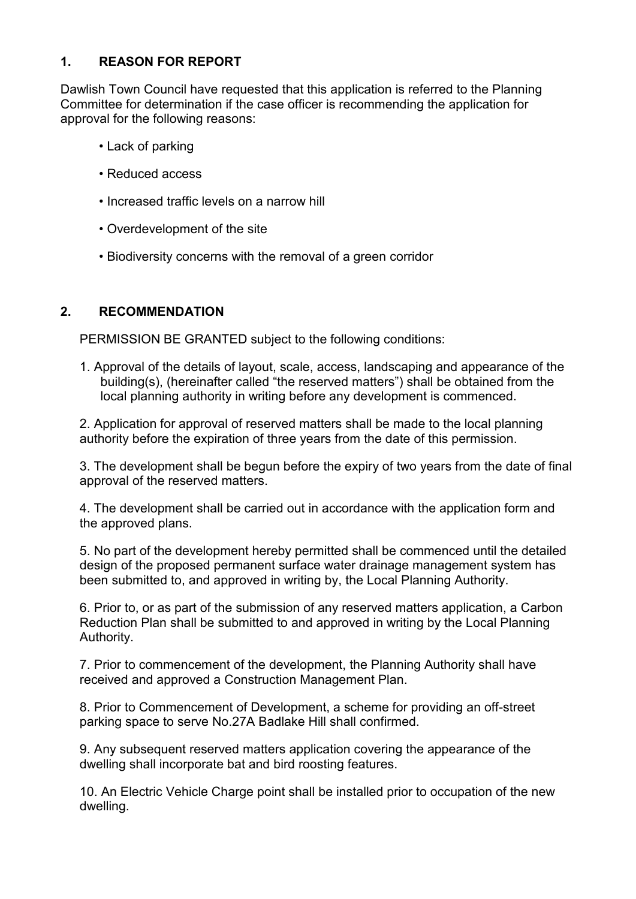## 1. REASON FOR REPORT

Dawlish Town Council have requested that this application is referred to the Planning Committee for determination if the case officer is recommending the application for approval for the following reasons:

- Lack of parking
- Reduced access
- Increased traffic levels on a narrow hill
- Overdevelopment of the site
- Biodiversity concerns with the removal of a green corridor

## 2. RECOMMENDATION

PERMISSION BE GRANTED subject to the following conditions:

1. Approval of the details of layout, scale, access, landscaping and appearance of the building(s), (hereinafter called "the reserved matters") shall be obtained from the local planning authority in writing before any development is commenced.

2. Application for approval of reserved matters shall be made to the local planning authority before the expiration of three years from the date of this permission.

3. The development shall be begun before the expiry of two years from the date of final approval of the reserved matters.

4. The development shall be carried out in accordance with the application form and the approved plans.

5. No part of the development hereby permitted shall be commenced until the detailed design of the proposed permanent surface water drainage management system has been submitted to, and approved in writing by, the Local Planning Authority.

6. Prior to, or as part of the submission of any reserved matters application, a Carbon Reduction Plan shall be submitted to and approved in writing by the Local Planning Authority.

7. Prior to commencement of the development, the Planning Authority shall have received and approved a Construction Management Plan.

8. Prior to Commencement of Development, a scheme for providing an off-street parking space to serve No.27A Badlake Hill shall confirmed.

9. Any subsequent reserved matters application covering the appearance of the dwelling shall incorporate bat and bird roosting features.

10. An Electric Vehicle Charge point shall be installed prior to occupation of the new dwelling.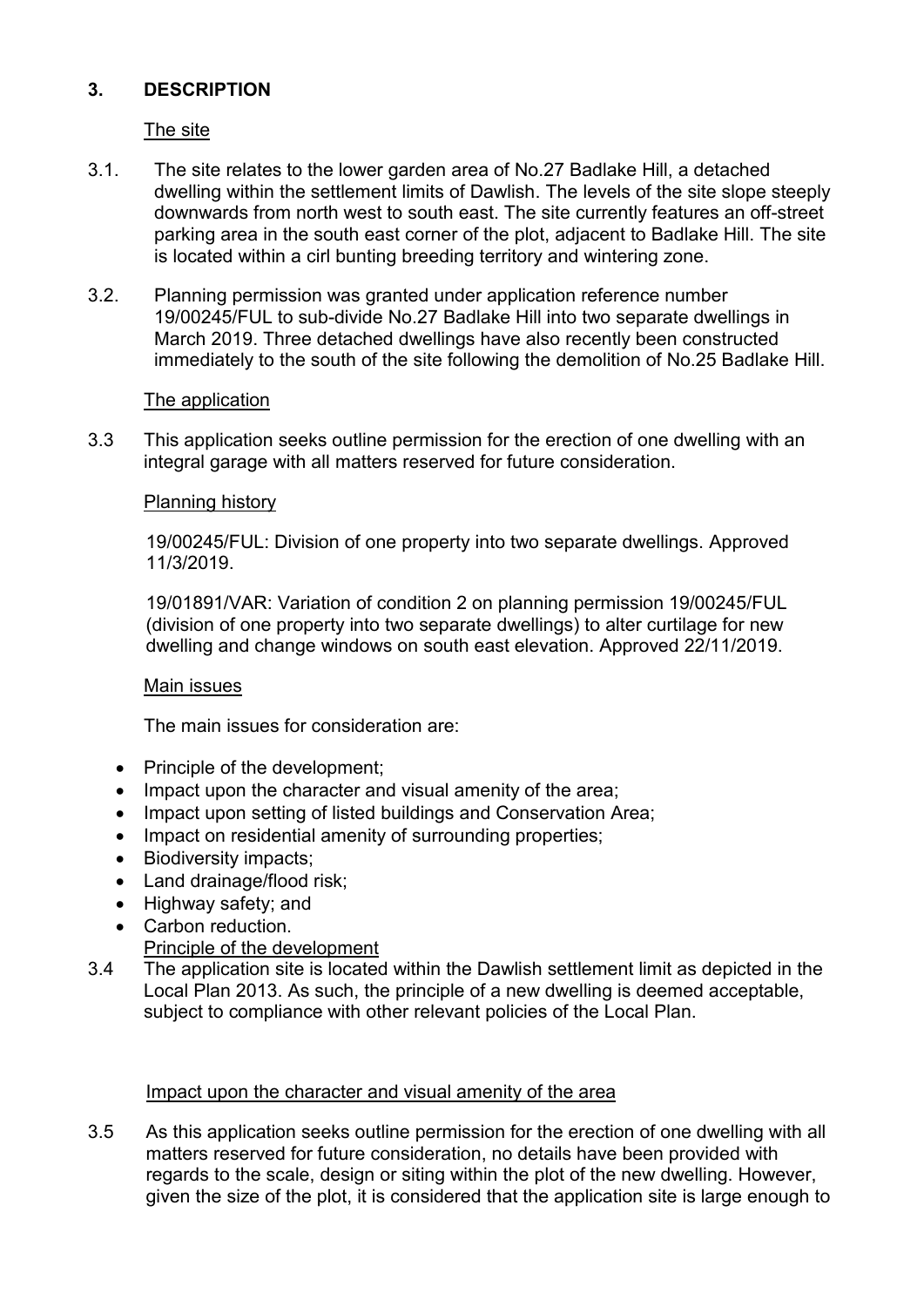## 3. DESCRIPTION

The site

3.1. The site relates to the lower garden area of No.27 Badlake Hill, a detached dwelling within the settlement limits of Dawlish. The levels of the site slope steeply downwards from north west to south east. The site currently features an off-street parking area in the south east corner of the plot, adjacent to Badlake Hill. The site is located within a cirl bunting breeding territory and wintering zone.

3.2. Planning permission was granted under application reference number 19/00245/FUL to sub-divide No.27 Badlake Hill into two separate dwellings in March 2019. Three detached dwellings have also recently been constructed immediately to the south of the site following the demolition of No.25 Badlake Hill.

The application

3.3 This application seeks outline permission for the erection of one dwelling with an integral garage with all matters reserved for future consideration.

Planning history

19/00245/FUL: Division of one property into two separate dwellings. Approved 11/3/2019.

19/01891/VAR: Variation of condition 2 on planning permission 19/00245/FUL (division of one property into two separate dwellings) to alter curtilage for new dwelling and change windows on south east elevation. Approved 22/11/2019.

Main issues

The main issues for consideration are:

- Principle of the development;
- Impact upon the character and visual amenity of the area;
- Impact upon setting of listed buildings and Conservation Area;
- Impact on residential amenity of surrounding properties;
- Biodiversity impacts;
- Land drainage/flood risk;
- Highway safety; and
- Carbon reduction.

Principle of the development

3.4 The application site is located within the Dawlish settlement limit as depicted in the Local Plan 2013. As such, the principle of a new dwelling is deemed acceptable, subject to compliance with other relevant policies of the Local Plan.

Impact upon the character and visual amenity of the area

3.5 As this application seeks outline permission for the erection of one dwelling with all matters reserved for future consideration, no details have been provided with regards to the scale, design or siting within the plot of the new dwelling. However, given the size of the plot, it is considered that the application site is large enough to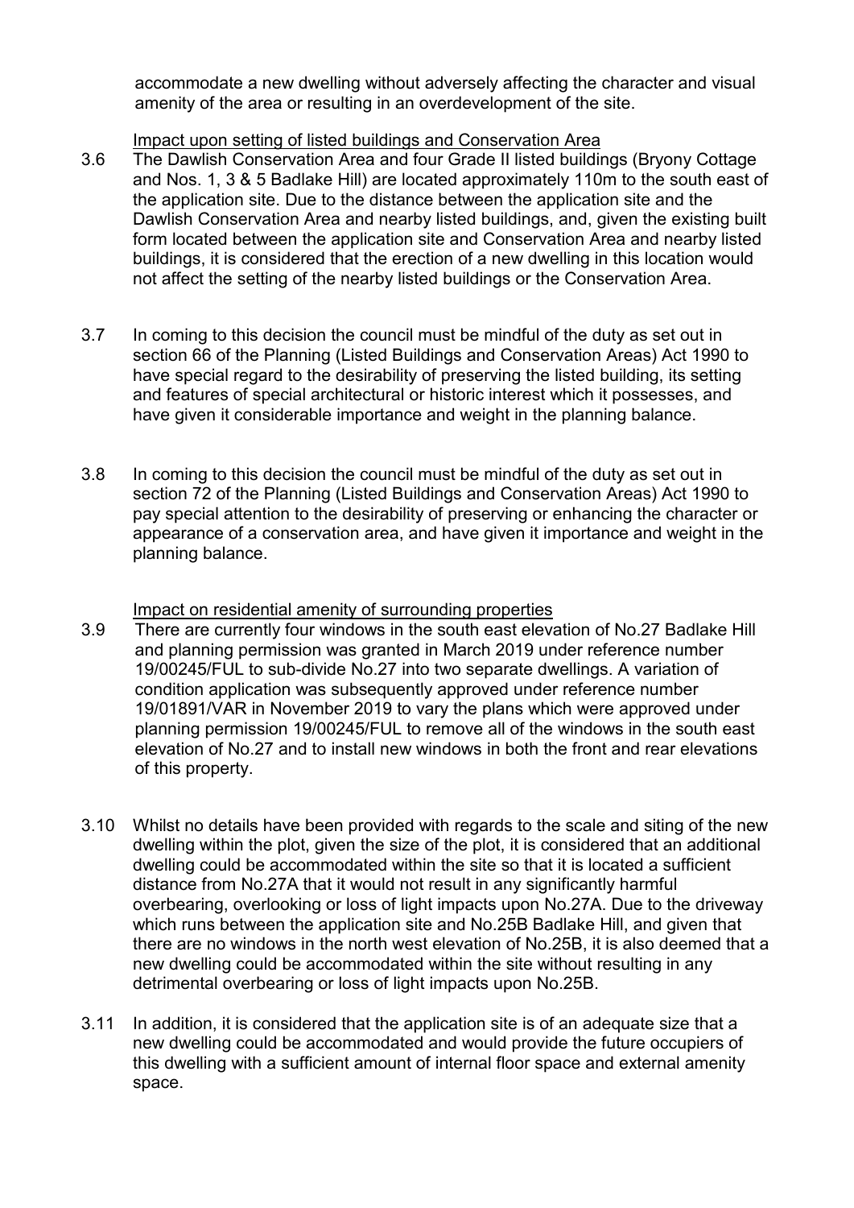accommodate a new dwelling without adversely affecting the character and visual amenity of the area or resulting in an overdevelopment of the site.

Impact upon setting of listed buildings and Conservation Area

3.6 The Dawlish Conservation Area and four Grade II listed buildings (Bryony Cottage and Nos. 1, 3 & 5 Badlake Hill) are located approximately 110m to the south east of the application site. Due to the distance between the application site and the Dawlish Conservation Area and nearby listed buildings, and, given the existing built form located between the application site and Conservation Area and nearby listed buildings, it is considered that the erection of a new dwelling in this location would not affect the setting of the nearby listed buildings or the Conservation Area.

3.7 In coming to this decision the council must be mindful of the duty as set out in section 66 of the Planning (Listed Buildings and Conservation Areas) Act 1990 to have special regard to the desirability of preserving the listed building, its setting and features of special architectural or historic interest which it possesses, and have given it considerable importance and weight in the planning balance.

3.8 In coming to this decision the council must be mindful of the duty as set out in section 72 of the Planning (Listed Buildings and Conservation Areas) Act 1990 to pay special attention to the desirability of preserving or enhancing the character or appearance of a conservation area, and have given it importance and weight in the planning balance.

Impact on residential amenity of surrounding properties

3.9 There are currently four windows in the south east elevation of No.27 Badlake Hill and planning permission was granted in March 2019 under reference number 19/00245/FUL to sub-divide No.27 into two separate dwellings. A variation of condition application was subsequently approved under reference number 19/01891/VAR in November 2019 to vary the plans which were approved under planning permission 19/00245/FUL to remove all of the windows in the south east elevation of No.27 and to install new windows in both the front and rear elevations of this property.

3.10 Whilst no details have been provided with regards to the scale and siting of the new dwelling within the plot, given the size of the plot, it is considered that an additional dwelling could be accommodated within the site so that it is located a sufficient distance from No.27A that it would not result in any significantly harmful overbearing, overlooking or loss of light impacts upon No.27A. Due to the driveway which runs between the application site and No.25B Badlake Hill, and given that there are no windows in the north west elevation of No.25B, it is also deemed that a new dwelling could be accommodated within the site without resulting in any detrimental overbearing or loss of light impacts upon No.25B.

3.11 In addition, it is considered that the application site is of an adequate size that a new dwelling could be accommodated and would provide the future occupiers of this dwelling with a sufficient amount of internal floor space and external amenity space.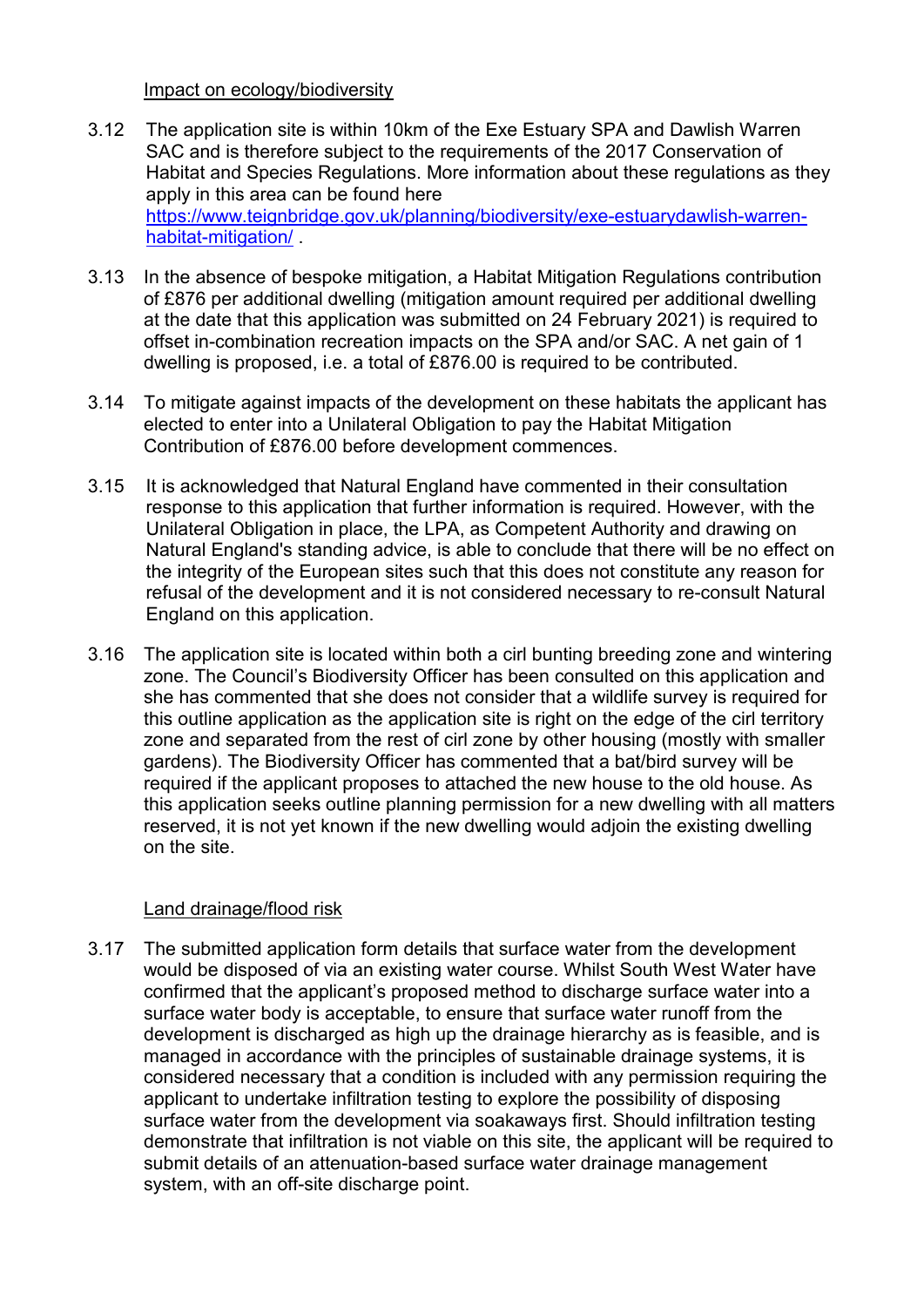Impact on ecology/biodiversity

3.12 The application site is within 10km of the Exe Estuary SPA and Dawlish Warren SAC and is therefore subject to the requirements of the 2017 Conservation of Habitat and Species Regulations. More information about these regulations as they apply in this area can be found here [https://www.teignbridge.gov.uk/planning/biodiversity/exe-estuarydawlish-warren-habitat-mitigation/](https://www.teignbridge.gov.uk/planning/biodiversity/exe-estuarydawlish-warren-habitat-mitigation/) .

3.13 In the absence of bespoke mitigation, a Habitat Mitigation Regulations contribution of £876 per additional dwelling (mitigation amount required per additional dwelling at the date that this application was submitted on 24 February 2021) is required to offset in-combination recreation impacts on the SPA and/or SAC. A net gain of 1 dwelling is proposed, i.e. a total of £876.00 is required to be contributed.

3.14 To mitigate against impacts of the development on these habitats the applicant has elected to enter into a Unilateral Obligation to pay the Habitat Mitigation Contribution of £876.00 before development commences.

3.15 It is acknowledged that Natural England have commented in their consultation response to this application that further information is required. However, with the Unilateral Obligation in place, the LPA, as Competent Authority and drawing on Natural England's standing advice, is able to conclude that there will be no effect on the integrity of the European sites such that this does not constitute any reason for refusal of the development and it is not considered necessary to re-consult Natural England on this application.

3.16 The application site is located within both a cirl bunting breeding zone and wintering zone. The Council's Biodiversity Officer has been consulted on this application and she has commented that she does not consider that a wildlife survey is required for this outline application as the application site is right on the edge of the cirl territory zone and separated from the rest of cirl zone by other housing (mostly with smaller gardens). The Biodiversity Officer has commented that a bat/bird survey will be required if the applicant proposes to attached the new house to the old house. As this application seeks outline planning permission for a new dwelling with all matters reserved, it is not yet known if the new dwelling would adjoin the existing dwelling on the site.

Land drainage/flood risk

3.17 The submitted application form details that surface water from the development would be disposed of via an existing water course. Whilst South West Water have confirmed that the applicant's proposed method to discharge surface water into a surface water body is acceptable, to ensure that surface water runoff from the development is discharged as high up the drainage hierarchy as is feasible, and is managed in accordance with the principles of sustainable drainage systems, it is considered necessary that a condition is included with any permission requiring the applicant to undertake infiltration testing to explore the possibility of disposing surface water from the development via soakaways first. Should infiltration testing demonstrate that infiltration is not viable on this site, the applicant will be required to submit details of an attenuation-based surface water drainage management system, with an off-site discharge point.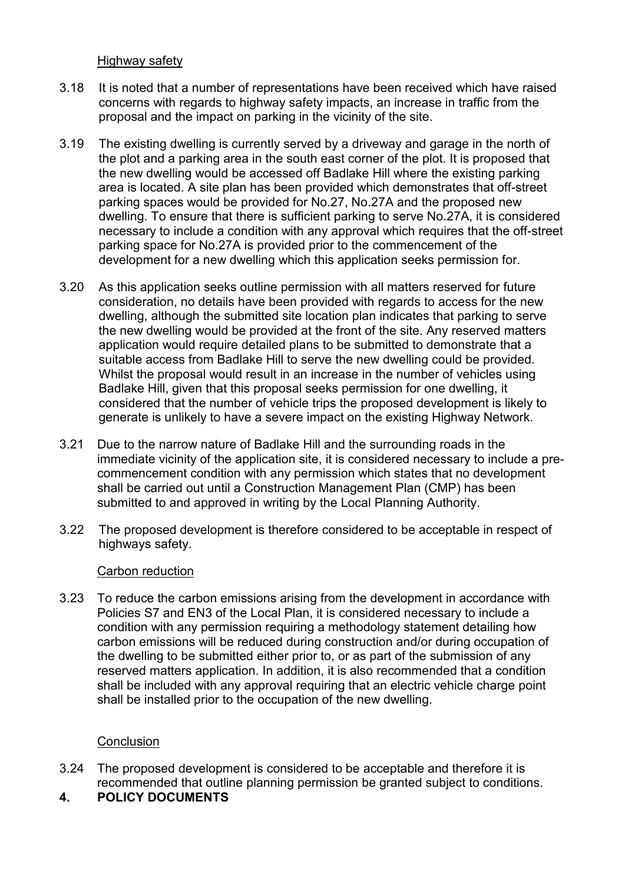Highway safety

3.18 It is noted that a number of representations have been received which have raised concerns with regards to highway safety impacts, an increase in traffic from the proposal and the impact on parking in the vicinity of the site.

3.19 The existing dwelling is currently served by a driveway and garage in the north of the plot and a parking area in the south east corner of the plot. It is proposed that the new dwelling would be accessed off Badlake Hill where the existing parking area is located. A site plan has been provided which demonstrates that off-street parking spaces would be provided for No.27, No.27A and the proposed new dwelling. To ensure that there is sufficient parking to serve No.27A, it is considered necessary to include a condition with any approval which requires that the off-street parking space for No.27A is provided prior to the commencement of the development for a new dwelling which this application seeks permission for.

3.20 As this application seeks outline permission with all matters reserved for future consideration, no details have been provided with regards to access for the new dwelling, although the submitted site location plan indicates that parking to serve the new dwelling would be provided at the front of the site. Any reserved matters application would require detailed plans to be submitted to demonstrate that a suitable access from Badlake Hill to serve the new dwelling could be provided. Whilst the proposal would result in an increase in the number of vehicles using Badlake Hill, given that this proposal seeks permission for one dwelling, it considered that the number of vehicle trips the proposed development is likely to generate is unlikely to have a severe impact on the existing Highway Network.

3.21 Due to the narrow nature of Badlake Hill and the surrounding roads in the immediate vicinity of the application site, it is considered necessary to include a pre-commencement condition with any permission which states that no development shall be carried out until a Construction Management Plan (CMP) has been submitted to and approved in writing by the Local Planning Authority.

3.22 The proposed development is therefore considered to be acceptable in respect of highways safety.

Carbon reduction

3.23 To reduce the carbon emissions arising from the development in accordance with Policies S7 and EN3 of the Local Plan, it is considered necessary to include a condition with any permission requiring a methodology statement detailing how carbon emissions will be reduced during construction and/or during occupation of the dwelling to be submitted either prior to, or as part of the submission of any reserved matters application. In addition, it is also recommended that a condition shall be included with any approval requiring that an electric vehicle charge point shall be installed prior to the occupation of the new dwelling.

Conclusion

3.24 The proposed development is considered to be acceptable and therefore it is recommended that outline planning permission be granted subject to conditions.

## 4. POLICY DOCUMENTS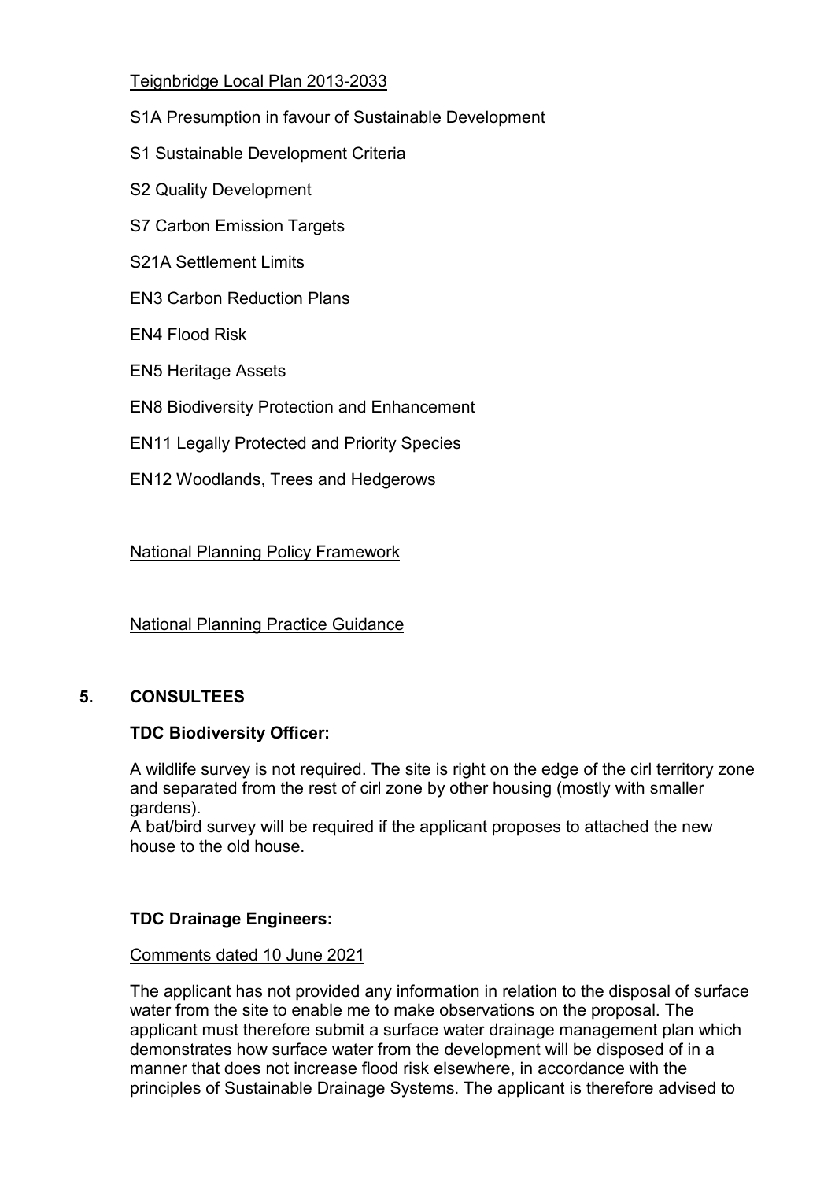<u>Teignbridge Local Plan 2013-2033</u>

S1A Presumption in favour of Sustainable Development

S1 Sustainable Development Criteria

S2 Quality Development

S7 Carbon Emission Targets

S21A Settlement Limits

EN3 Carbon Reduction Plans

EN4 Flood Risk

EN5 Heritage Assets

EN8 Biodiversity Protection and Enhancement

EN11 Legally Protected and Priority Species

EN12 Woodlands, Trees and Hedgerows

<u>National Planning Policy Framework</u>

<u>National Planning Practice Guidance</u>

## 5. CONSULTEES

**TDC Biodiversity Officer:**

A wildlife survey is not required. The site is right on the edge of the cirl territory zone and separated from the rest of cirl zone by other housing (mostly with smaller gardens).
A bat/bird survey will be required if the applicant proposes to attached the new house to the old house.

**TDC Drainage Engineers:**

<u>Comments dated 10 June 2021</u>

The applicant has not provided any information in relation to the disposal of surface water from the site to enable me to make observations on the proposal. The applicant must therefore submit a surface water drainage management plan which demonstrates how surface water from the development will be disposed of in a manner that does not increase flood risk elsewhere, in accordance with the principles of Sustainable Drainage Systems. The applicant is therefore advised to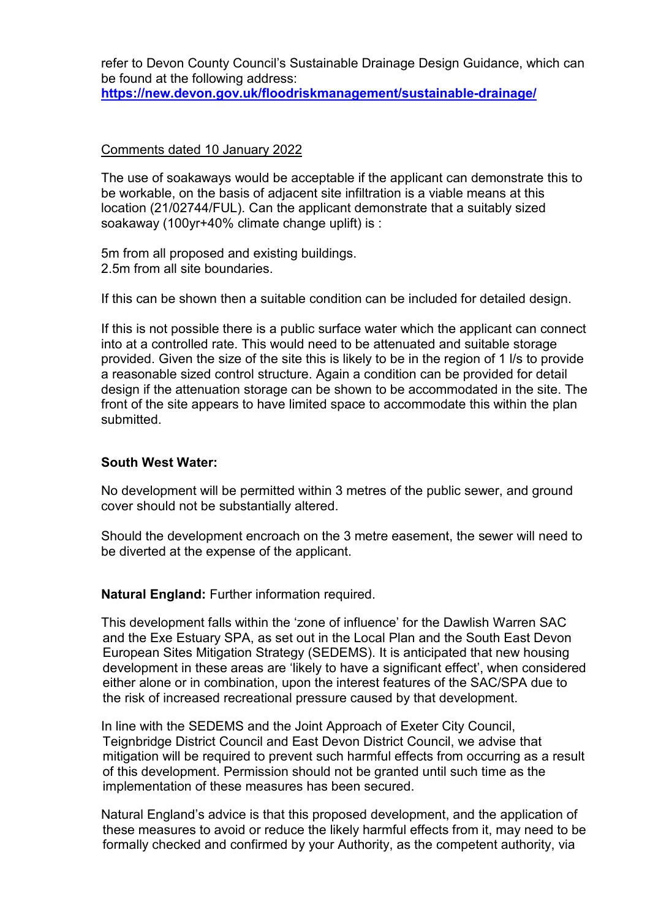refer to Devon County Council's Sustainable Drainage Design Guidance, which can be found at the following address:
**https://new.devon.gov.uk/floodriskmanagement/sustainable-drainage/**

Comments dated 10 January 2022

The use of soakaways would be acceptable if the applicant can demonstrate this to be workable, on the basis of adjacent site infiltration is a viable means at this location (21/02744/FUL). Can the applicant demonstrate that a suitably sized soakaway (100yr+40% climate change uplift) is :

5m from all proposed and existing buildings.
2.5m from all site boundaries.

If this can be shown then a suitable condition can be included for detailed design.

If this is not possible there is a public surface water which the applicant can connect into at a controlled rate. This would need to be attenuated and suitable storage provided. Given the size of the site this is likely to be in the region of 1 l/s to provide a reasonable sized control structure. Again a condition can be provided for detail design if the attenuation storage can be shown to be accommodated in the site. The front of the site appears to have limited space to accommodate this within the plan submitted.

**South West Water:**

No development will be permitted within 3 metres of the public sewer, and ground cover should not be substantially altered.

Should the development encroach on the 3 metre easement, the sewer will need to be diverted at the expense of the applicant.

**Natural England:** Further information required.

This development falls within the 'zone of influence' for the Dawlish Warren SAC and the Exe Estuary SPA, as set out in the Local Plan and the South East Devon European Sites Mitigation Strategy (SEDEMS). It is anticipated that new housing development in these areas are 'likely to have a significant effect', when considered either alone or in combination, upon the interest features of the SAC/SPA due to the risk of increased recreational pressure caused by that development.

In line with the SEDEMS and the Joint Approach of Exeter City Council, Teignbridge District Council and East Devon District Council, we advise that mitigation will be required to prevent such harmful effects from occurring as a result of this development. Permission should not be granted until such time as the implementation of these measures has been secured.

Natural England's advice is that this proposed development, and the application of these measures to avoid or reduce the likely harmful effects from it, may need to be formally checked and confirmed by your Authority, as the competent authority, via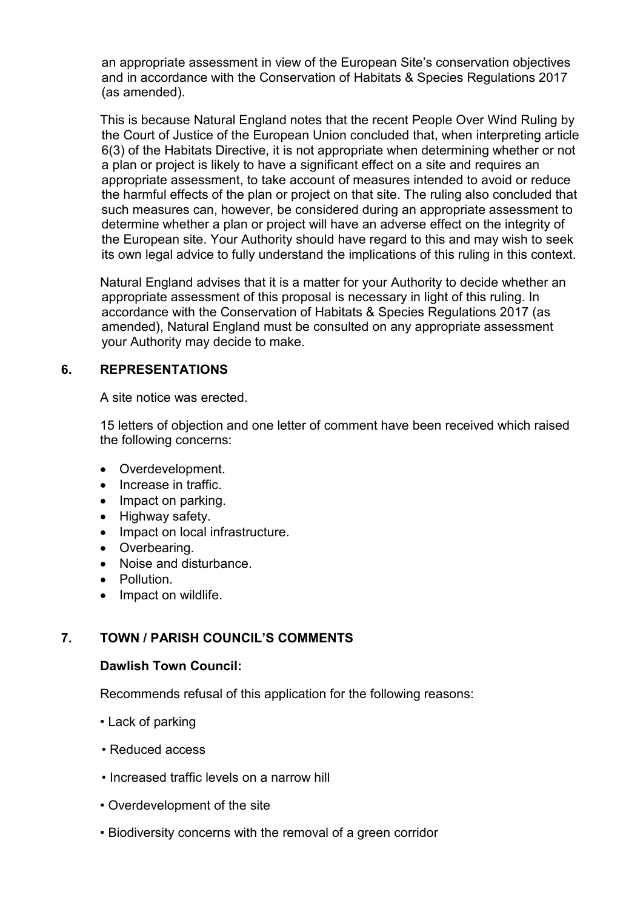an appropriate assessment in view of the European Site's conservation objectives and in accordance with the Conservation of Habitats & Species Regulations 2017 (as amended).

This is because Natural England notes that the recent People Over Wind Ruling by the Court of Justice of the European Union concluded that, when interpreting article 6(3) of the Habitats Directive, it is not appropriate when determining whether or not a plan or project is likely to have a significant effect on a site and requires an appropriate assessment, to take account of measures intended to avoid or reduce the harmful effects of the plan or project on that site. The ruling also concluded that such measures can, however, be considered during an appropriate assessment to determine whether a plan or project will have an adverse effect on the integrity of the European site. Your Authority should have regard to this and may wish to seek its own legal advice to fully understand the implications of this ruling in this context.

Natural England advises that it is a matter for your Authority to decide whether an appropriate assessment of this proposal is necessary in light of this ruling. In accordance with the Conservation of Habitats & Species Regulations 2017 (as amended), Natural England must be consulted on any appropriate assessment your Authority may decide to make.

## 6. REPRESENTATIONS

A site notice was erected.

15 letters of objection and one letter of comment have been received which raised the following concerns:

- Overdevelopment.
- Increase in traffic.
- Impact on parking.
- Highway safety.
- Impact on local infrastructure.
- Overbearing.
- Noise and disturbance.
- Pollution.
- Impact on wildlife.

## 7. TOWN / PARISH COUNCIL'S COMMENTS

**Dawlish Town Council:**

Recommends refusal of this application for the following reasons:

- Lack of parking
- Reduced access
- Increased traffic levels on a narrow hill
- Overdevelopment of the site
- Biodiversity concerns with the removal of a green corridor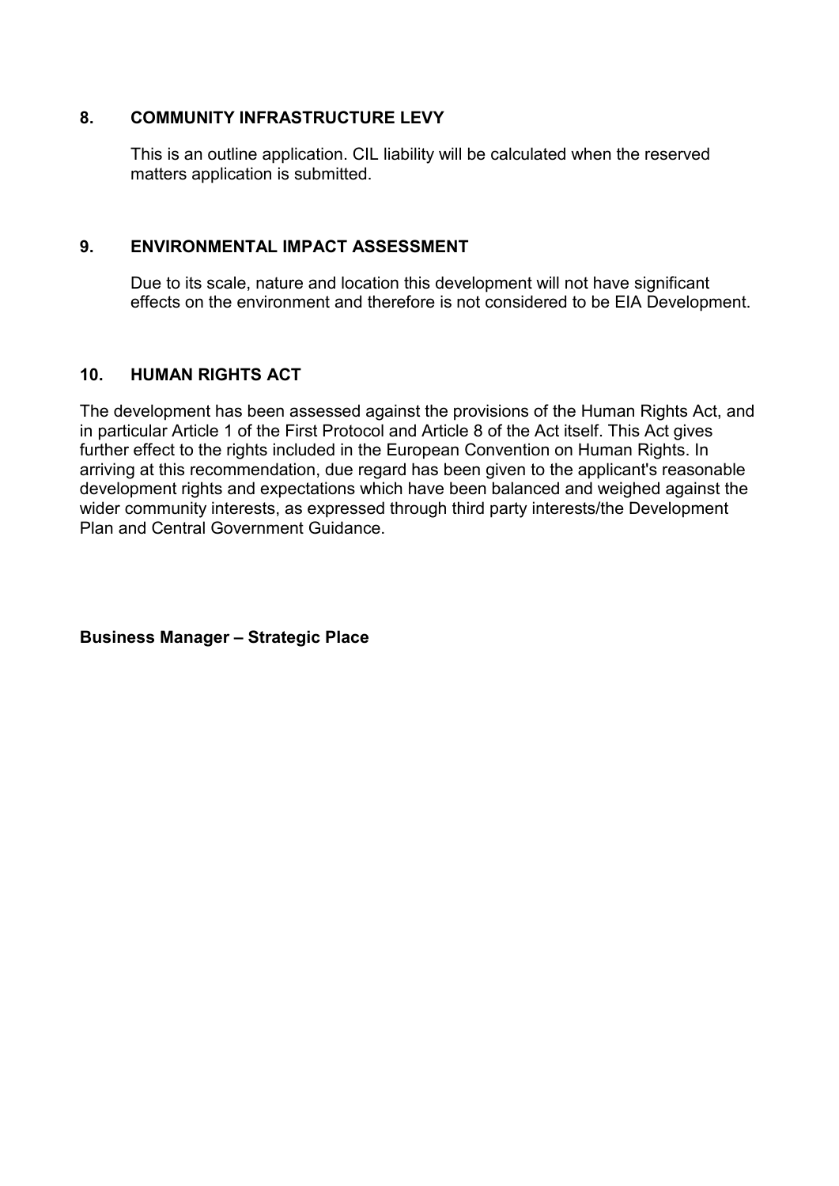## 8. COMMUNITY INFRASTRUCTURE LEVY

This is an outline application. CIL liability will be calculated when the reserved matters application is submitted.

## 9. ENVIRONMENTAL IMPACT ASSESSMENT

Due to its scale, nature and location this development will not have significant effects on the environment and therefore is not considered to be EIA Development.

## 10. HUMAN RIGHTS ACT

The development has been assessed against the provisions of the Human Rights Act, and in particular Article 1 of the First Protocol and Article 8 of the Act itself. This Act gives further effect to the rights included in the European Convention on Human Rights. In arriving at this recommendation, due regard has been given to the applicant's reasonable development rights and expectations which have been balanced and weighed against the wider community interests, as expressed through third party interests/the Development Plan and Central Government Guidance.

**Business Manager – Strategic Place**